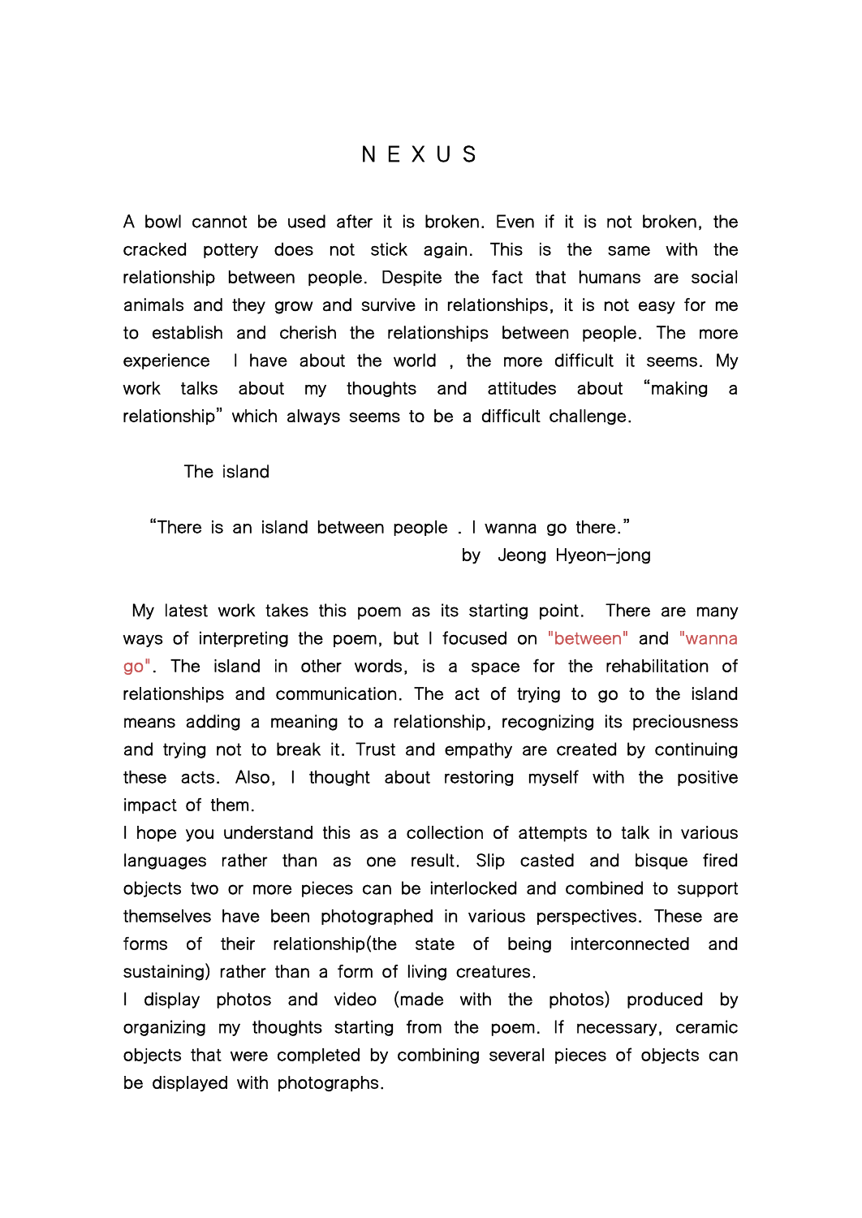# N E X U S

A bowl cannot be used after it is broken. Even if it is not broken, the cracked pottery does not stick again. This is the same with the relationship between people. Despite the fact that humans are social animals and they grow and survive in relationships, it is not easy for me to establish and cherish the relationships between people. The more experience I have about the world , the more difficult it seems. My work talks about my thoughts and attitudes about “making a relationship” which always seems to be a difficult challenge.

## The island

“There is an island between people . I wanna go there.”
by Jeong Hyeon-jong

My latest work takes this poem as its starting point. There are many ways of interpreting the poem, but I focused on "between" and "wanna go". The island in other words, is a space for the rehabilitation of relationships and communication. The act of trying to go to the island means adding a meaning to a relationship, recognizing its preciousness and trying not to break it. Trust and empathy are created by continuing these acts. Also, I thought about restoring myself with the positive impact of them.

I hope you understand this as a collection of attempts to talk in various languages rather than as one result. Slip casted and bisque fired objects two or more pieces can be interlocked and combined to support themselves have been photographed in various perspectives. These are forms of their relationship(the state of being interconnected and sustaining) rather than a form of living creatures.

I display photos and video (made with the photos) produced by organizing my thoughts starting from the poem. If necessary, ceramic objects that were completed by combining several pieces of objects can be displayed with photographs.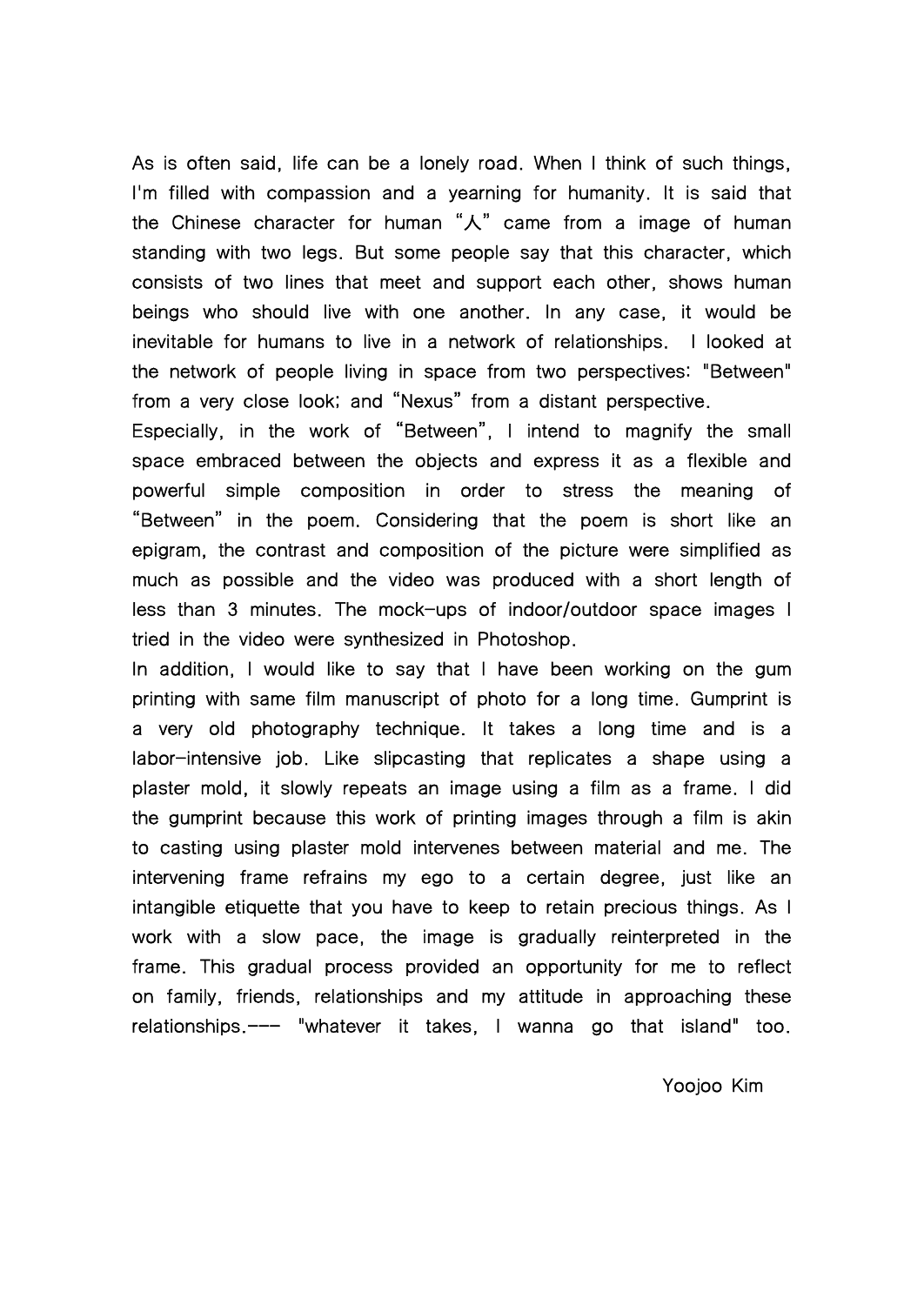As is often said, life can be a lonely road. When I think of such things, I'm filled with compassion and a yearning for humanity. It is said that the Chinese character for human “人” came from a image of human standing with two legs. But some people say that this character, which consists of two lines that meet and support each other, shows human beings who should live with one another. In any case, it would be inevitable for humans to live in a network of relationships. I looked at the network of people living in space from two perspectives: "Between" from a very close look; and “Nexus” from a distant perspective.

Especially, in the work of “Between”, I intend to magnify the small space embraced between the objects and express it as a flexible and powerful simple composition in order to stress the meaning of “Between” in the poem. Considering that the poem is short like an epigram, the contrast and composition of the picture were simplified as much as possible and the video was produced with a short length of less than 3 minutes. The mock-ups of indoor/outdoor space images I tried in the video were synthesized in Photoshop.

In addition, I would like to say that I have been working on the gum printing with same film manuscript of photo for a long time. Gumprint is a very old photography technique. It takes a long time and is a labor-intensive job. Like slipcasting that replicates a shape using a plaster mold, it slowly repeats an image using a film as a frame. I did the gumprint because this work of printing images through a film is akin to casting using plaster mold intervenes between material and me. The intervening frame refrains my ego to a certain degree, just like an intangible etiquette that you have to keep to retain precious things. As I work with a slow pace, the image is gradually reinterpreted in the frame. This gradual process provided an opportunity for me to reflect on family, friends, relationships and my attitude in approaching these relationships.--- "whatever it takes, I wanna go that island" too.

Yoojoo Kim